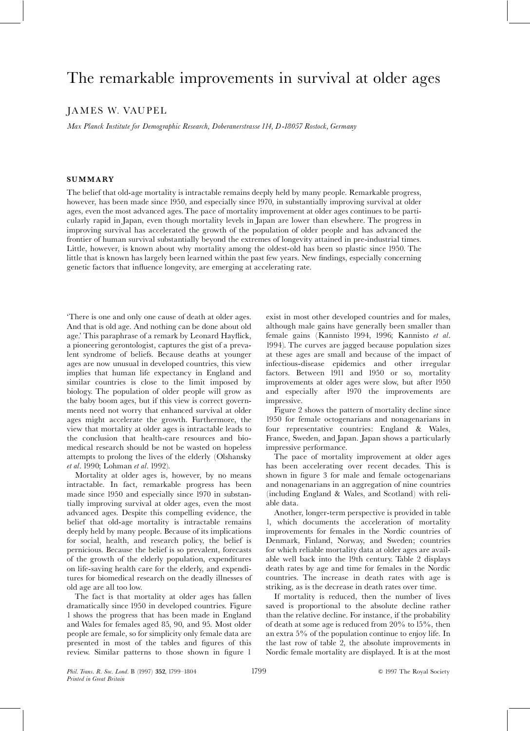# The remarkable improvements in survival at older ages

## JAMES W. VAUPEL

*Max Planck Institute for Demographic Research, Doberanerstrasse 114, D-18057 Rostock, Germany*

### SUMMARY

The belief that old-age mortality is intractable remains deeply held by many people. Remarkable progress, however, has been made since 1950, and especially since 1970, in substantially improving survival at older ages, even the most advanced ages. The pace of mortality improvement at older ages continues to be particularly rapid in Japan, even though mortality levels in Japan are lower than elsewhere. The progress in improving survival has accelerated the growth of the population of older people and has advanced the frontier of human survival substantially beyond the extremes of longevity attained in pre-industrial times. Little, however, is known about why mortality among the oldest-old has been so plastic since 1950. The little that is known has largely been learned within the past few years. New findings, especially concerning genetic factors that influence longevity, are emerging at accelerating rate.

'There is one and only one cause of death at older ages. And that is old age. And nothing can be done about old age.' This paraphrase of a remark by Leonard Hayflick, a pioneering gerontologist, captures the gist of a prevalent syndrome of beliefs. Because deaths at younger ages are now unusual in developed countries, this view implies that human life expectancy in England and similar countries is close to the limit imposed by biology. The population of older people will grow as the baby boom ages, but if this view is correct governments need not worry that enhanced survival at older ages might accelerate the growth. Furthermore, the view that mortality at older ages is intractable leads to the conclusion that health-care resources and biomedical research should be not be wasted on hopeless attempts to prolong the lives of the elderly (Olshansky *et al*. 1990; Lohman *et al*. 1992).

Mortality at older ages is, however, by no means intractable. In fact, remarkable progress has been made since 1950 and especially since 1970 in substantially improving survival at older ages, even the most advanced ages. Despite this compelling evidence, the belief that old-age mortality is intractable remains deeply held by many people. Because of its implications for social, health, and research policy, the belief is pernicious. Because the belief is so prevalent, forecasts of the growth of the elderly population, expenditures on life-saving health care for the elderly, and expenditures for biomedical research on the deadly illnesses of old age are all too low.

The fact is that mortality at older ages has fallen dramatically since 1950 in developed countries. Figure 1 shows the progress that has been made in England and Wales for females aged 85, 90, and 95. Most older people are female, so for simplicity only female data are presented in most of the tables and figures of this review. Similar patterns to those shown in figure 1 exist in most other developed countries and for males, although male gains have generally been smaller than female gains (Kannisto 1994, 1996; Kannisto *et al*. 1994). The curves are jagged because population sizes at these ages are small and because of the impact of infectious-disease epidemics and other irregular factors. Between 1911 and 1950 or so, mortality improvements at older ages were slow, but after 1950 and especially after 1970 the improvements are impressive.

Figure 2 shows the pattern of mortality decline since 1950 for female octogenarians and nonagenarians in four representative countries: England & Wales, France, Sweden, and Japan. Japan shows a particularly impressive performance.

The pace of mortality improvement at older ages has been accelerating over recent decades. This is shown in figure 3 for male and female octogenarians and nonagenarians in an aggregation of nine countries (including England & Wales, and Scotland) with reliable data.

Another, longer-term perspective is provided in table 1, which documents the acceleration of mortality improvements for females in the Nordic countries of Denmark, Finland, Norway, and Sweden; countries for which reliable mortality data at older ages are available well back into the 19th century. Table 2 displays death rates by age and time for females in the Nordic countries. The increase in death rates with age is striking, as is the decrease in death rates over time.

If mortality is reduced, then the number of lives saved is proportional to the absolute decline rather than the relative decline. For instance, if the probability of death at some age is reduced from 20% to 15%, then an extra 5% of the population continue to enjoy life. In the last row of table 2, the absolute improvements in Nordic female mortality are displayed. It is at the most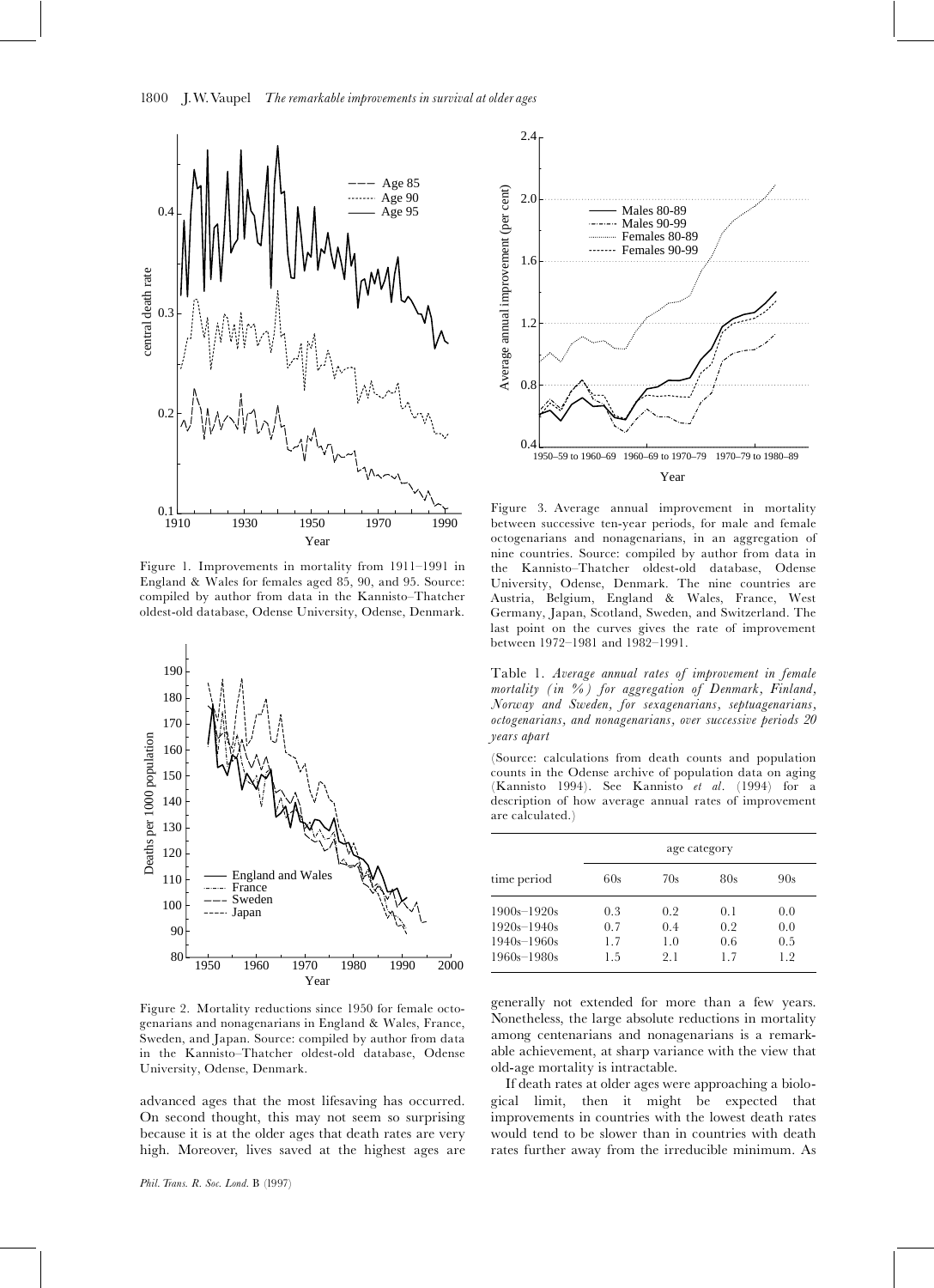Figure 1. Improvements in mortality from 1911–1991 in England & Wales for females aged 85, 90, and 95. Source: compiled by author from data in the Kannisto–Thatcher oldest-old database, Odense University, Odense, Denmark.

Figure 2. Mortality reductions since 1950 for female octogenarians and nonagenarians in England & Wales, France, Sweden, and Japan. Source: compiled by author from data in the Kannisto–Thatcher oldest-old database, Odense University, Odense, Denmark.

advanced ages that the most lifesaving has occurred. On second thought, this may not seem so surprising because it is at the older ages that death rates are very high. Moreover, lives saved at the highest ages are

Figure 3. Average annual improvement in mortality between successive ten-year periods, for male and female octogenarians and nonagenarians, in an aggregation of nine countries. Source: compiled by author from data in the Kannisto–Thatcher oldest-old database, Odense University, Odense, Denmark. The nine countries are Austria, Belgium, England & Wales, France, West Germany, Japan, Scotland, Sweden, and Switzerland. The last point on the curves gives the rate of improvement between 1972–1981 and 1982–1991.

Table 1. *Average annual rates of improvement in female mortality (in %) for aggregation of Denmark, Finland, Norway and Sweden, for sexagenarians, septuagenarians, octogenarians, and nonagenarians, over successive periods 20 years apart*

(Source: calculations from death counts and population counts in the Odense archive of population data on aging (Kannisto 1994). See Kannisto *et al*. (1994) for a description of how average annual rates of improvement are calculated.)

| | age category | | | |
|---|---|---|---|---|
| time period | 60s | 70s | 80s | 90s |
| 1900s–1920s | 0.3 | 0.2 | 0.1 | 0.0 |
| 1920s–1940s | 0.7 | 0.4 | 0.2 | 0.0 |
| 1940s–1960s | 1.7 | 1.0 | 0.6 | 0.5 |
| 1960s–1980s | 1.5 | 2.1 | 1.7 | 1.2 |

generally not extended for more than a few years. Nonetheless, the large absolute reductions in mortality among centenarians and nonagenarians is a remarkable achievement, at sharp variance with the view that old-age mortality is intractable.

If death rates at older ages were approaching a biological limit, then it might be expected that improvements in countries with the lowest death rates would tend to be slower than in countries with death rates further away from the irreducible minimum. As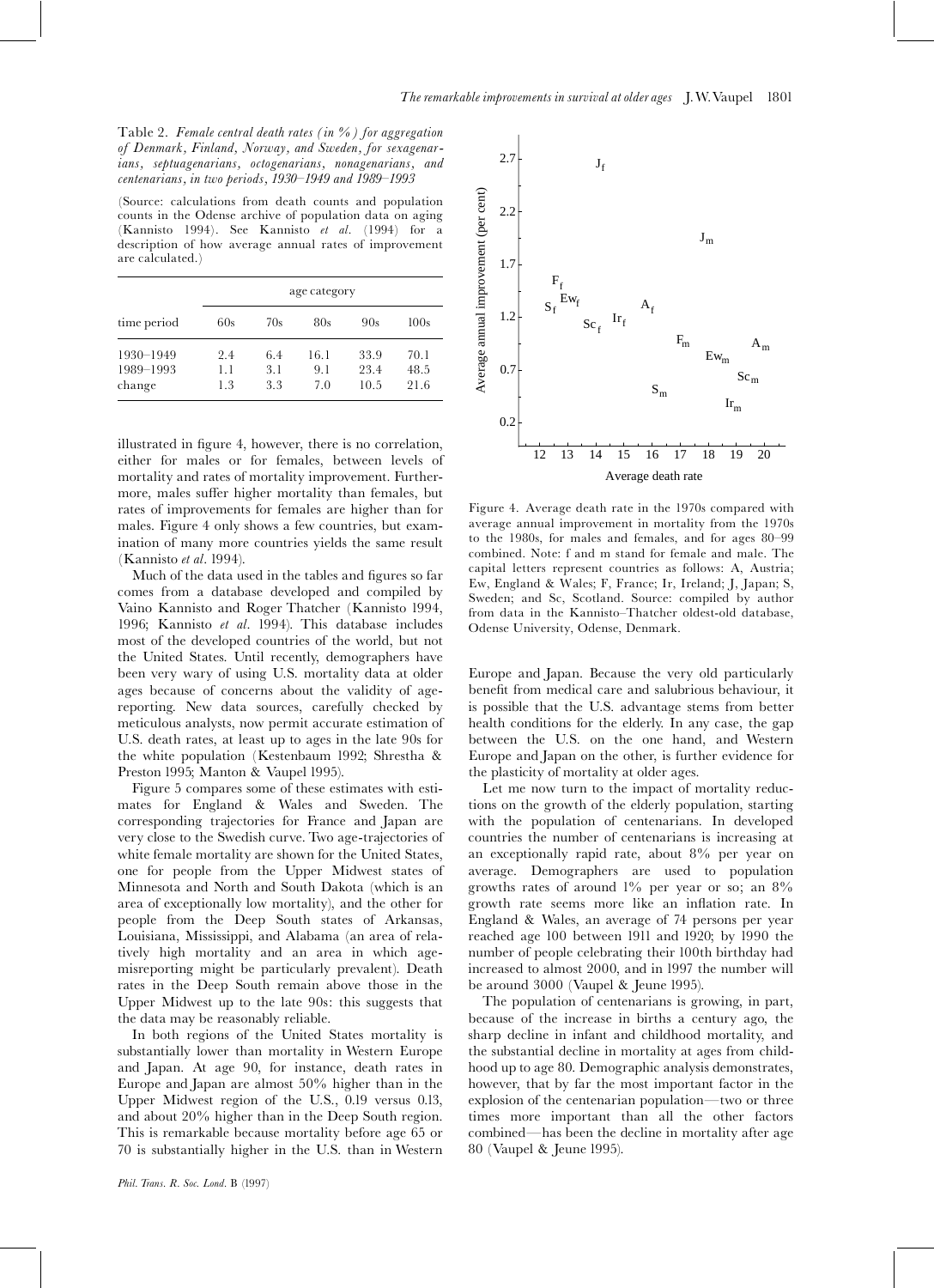Table 2. *Female central death rates (in %) for aggregation of Denmark, Finland, Norway, and Sweden, for sexagenarians, septuagenarians, octogenarians, nonagenarians, and centenarians, in two periods, 1930–1949 and 1989–1993*

(Source: calculations from death counts and population counts in the Odense archive of population data on aging (Kannisto 1994). See Kannisto *et al*. (1994) for a description of how average annual rates of improvement are calculated.)

| | age category | | | | |
|---|---|---|---|---|---|
| time period | 60s | 70s | 80s | 90s | 100s |
| 1930–1949 | 2.4 | 6.4 | 16.1 | 33.9 | 70.1 |
| 1989–1993 | 1.1 | 3.1 | 9.1 | 23.4 | 48.5 |
| change | 1.3 | 3.3 | 7.0 | 10.5 | 21.6 |

illustrated in figure 4, however, there is no correlation, either for males or for females, between levels of mortality and rates of mortality improvement. Furthermore, males suffer higher mortality than females, but rates of improvements for females are higher than for males. Figure 4 only shows a few countries, but examination of many more countries yields the same result (Kannisto *et al*. 1994).

Much of the data used in the tables and figures so far comes from a database developed and compiled by Vaino Kannisto and Roger Thatcher (Kannisto 1994, 1996; Kannisto *et al*. 1994). This database includes most of the developed countries of the world, but not the United States. Until recently, demographers have been very wary of using U.S. mortality data at older ages because of concerns about the validity of age-reporting. New data sources, carefully checked by meticulous analysts, now permit accurate estimation of U.S. death rates, at least up to ages in the late 90s for the white population (Kestenbaum 1992; Shrestha & Preston 1995; Manton & Vaupel 1995).

Figure 5 compares some of these estimates with estimates for England & Wales and Sweden. The corresponding trajectories for France and Japan are very close to the Swedish curve. Two age-trajectories of white female mortality are shown for the United States, one for people from the Upper Midwest states of Minnesota and North and South Dakota (which is an area of exceptionally low mortality), and the other for people from the Deep South states of Arkansas, Louisiana, Mississippi, and Alabama (an area of relatively high mortality and an area in which age-misreporting might be particularly prevalent). Death rates in the Deep South remain above those in the Upper Midwest up to the late 90s: this suggests that the data may be reasonably reliable.

In both regions of the United States mortality is substantially lower than mortality in Western Europe and Japan. At age 90, for instance, death rates in Europe and Japan are almost 50% higher than in the Upper Midwest region of the U.S., 0.19 versus 0.13, and about 20% higher than in the Deep South region. This is remarkable because mortality before age 65 or 70 is substantially higher in the U.S. than in Western Europe and Japan. Because the very old particularly benefit from medical care and salubrious behaviour, it is possible that the U.S. advantage stems from better health conditions for the elderly. In any case, the gap between the U.S. on the one hand, and Western Europe and Japan on the other, is further evidence for the plasticity of mortality at older ages.

Figure 4. Average death rate in the 1970s compared with average annual improvement in mortality from the 1970s to the 1980s, for males and females, and for ages 80–99 combined. Note: f and m stand for female and male. The capital letters represent countries as follows: A, Austria; Ew, England & Wales; F, France; Ir, Ireland; J, Japan; S, Sweden; and Sc, Scotland. Source: compiled by author from data in the Kannisto–Thatcher oldest-old database, Odense University, Odense, Denmark.

Let me now turn to the impact of mortality reductions on the growth of the elderly population, starting with the population of centenarians. In developed countries the number of centenarians is increasing at an exceptionally rapid rate, about 8% per year on average. Demographers are used to population growths rates of around 1% per year or so; an 8% growth rate seems more like an inflation rate. In England & Wales, an average of 74 persons per year reached age 100 between 1911 and 1920; by 1990 the number of people celebrating their 100th birthday had increased to almost 2000, and in 1997 the number will be around 3000 (Vaupel & Jeune 1995).

The population of centenarians is growing, in part, because of the increase in births a century ago, the sharp decline in infant and childhood mortality, and the substantial decline in mortality at ages from childhood up to age 80. Demographic analysis demonstrates, however, that by far the most important factor in the explosion of the centenarian population—two or three times more important than all the other factors combined—has been the decline in mortality after age 80 (Vaupel & Jeune 1995).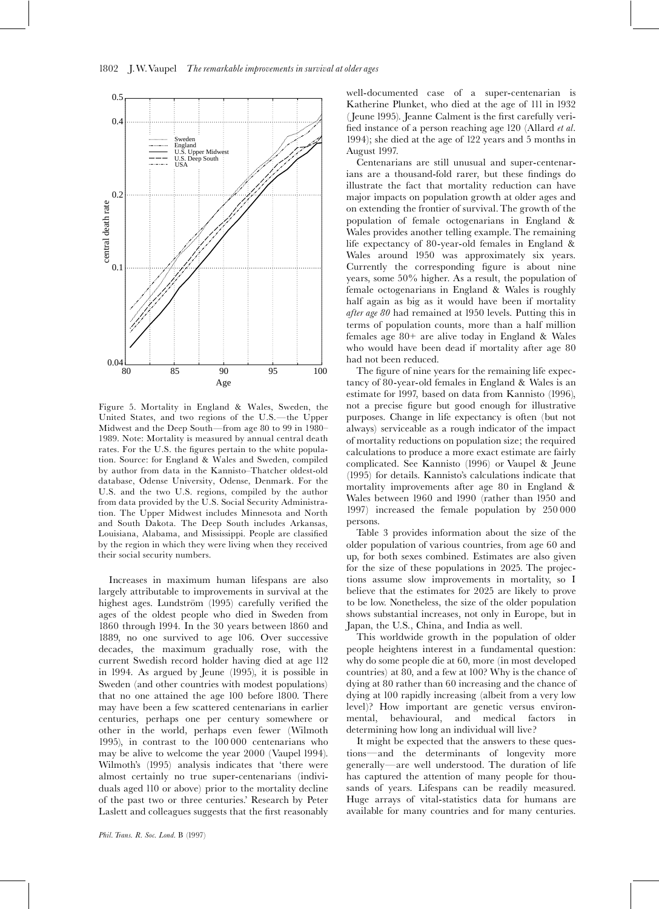Figure 5. Mortality in England & Wales, Sweden, the United States, and two regions of the U.S.—the Upper Midwest and the Deep South—from age 80 to 99 in 1980–1989. Note: Mortality is measured by annual central death rates. For the U.S. the figures pertain to the white population. Source: for England & Wales and Sweden, compiled by author from data in the Kannisto–Thatcher oldest-old database, Odense University, Odense, Denmark. For the U.S. and the two U.S. regions, compiled by the author from data provided by the U.S. Social Security Administration. The Upper Midwest includes Minnesota and North and South Dakota. The Deep South includes Arkansas, Louisiana, Alabama, and Mississippi. People are classified by the region in which they were living when they received their social security numbers.

Increases in maximum human lifespans are also largely attributable to improvements in survival at the highest ages. Lundström (1995) carefully verified the ages of the oldest people who died in Sweden from 1860 through 1994. In the 30 years between 1860 and 1889, no one survived to age 106. Over successive decades, the maximum gradually rose, with the current Swedish record holder having died at age 112 in 1994. As argued by Jeune (1995), it is possible in Sweden (and other countries with modest populations) that no one attained the age 100 before 1800. There may have been a few scattered centenarians in earlier centuries, perhaps one per century somewhere or other in the world, perhaps even fewer (Wilmoth 1995), in contrast to the 100 000 centenarians who may be alive to welcome the year 2000 (Vaupel 1994). Wilmoth's (1995) analysis indicates that 'there were almost certainly no true super-centenarians (individuals aged 110 or above) prior to the mortality decline of the past two or three centuries.' Research by Peter Laslett and colleagues suggests that the first reasonably well-documented case of a super-centenarian is Katherine Plunket, who died at the age of 111 in 1932 (Jeune 1995). Jeanne Calment is the first carefully verified instance of a person reaching age 120 (Allard *et al.* 1994); she died at the age of 122 years and 5 months in August 1997.

Centenarians are still unusual and super-centenarians are a thousand-fold rarer, but these findings do illustrate the fact that mortality reduction can have major impacts on population growth at older ages and on extending the frontier of survival. The growth of the population of female octogenarians in England & Wales provides another telling example. The remaining life expectancy of 80-year-old females in England & Wales around 1950 was approximately six years. Currently the corresponding figure is about nine years, some 50% higher. As a result, the population of female octogenarians in England & Wales is roughly half again as big as it would have been if mortality *after age 80* had remained at 1950 levels. Putting this in terms of population counts, more than a half million females age 80+ are alive today in England & Wales who would have been dead if mortality after age 80 had not been reduced.

The figure of nine years for the remaining life expectancy of 80-year-old females in England & Wales is an estimate for 1997, based on data from Kannisto (1996), not a precise figure but good enough for illustrative purposes. Change in life expectancy is often (but not always) serviceable as a rough indicator of the impact of mortality reductions on population size; the required calculations to produce a more exact estimate are fairly complicated. See Kannisto (1996) or Vaupel & Jeune (1995) for details. Kannisto's calculations indicate that mortality improvements after age 80 in England & Wales between 1960 and 1990 (rather than 1950 and 1997) increased the female population by 250 000 persons.

Table 3 provides information about the size of the older population of various countries, from age 60 and up, for both sexes combined. Estimates are also given for the size of these populations in 2025. The projections assume slow improvements in mortality, so I believe that the estimates for 2025 are likely to prove to be low. Nonetheless, the size of the older population shows substantial increases, not only in Europe, but in Japan, the U.S., China, and India as well.

This worldwide growth in the population of older people heightens interest in a fundamental question: why do some people die at 60, more (in most developed countries) at 80, and a few at 100? Why is the chance of dying at 80 rather than 60 increasing and the chance of dying at 100 rapidly increasing (albeit from a very low level)? How important are genetic versus environmental, behavioural, and medical factors in determining how long an individual will live?

It might be expected that the answers to these questions—and the determinants of longevity more generally—are well understood. The duration of life has captured the attention of many people for thousands of years. Lifespans can be readily measured. Huge arrays of vital-statistics data for humans are available for many countries and for many centuries.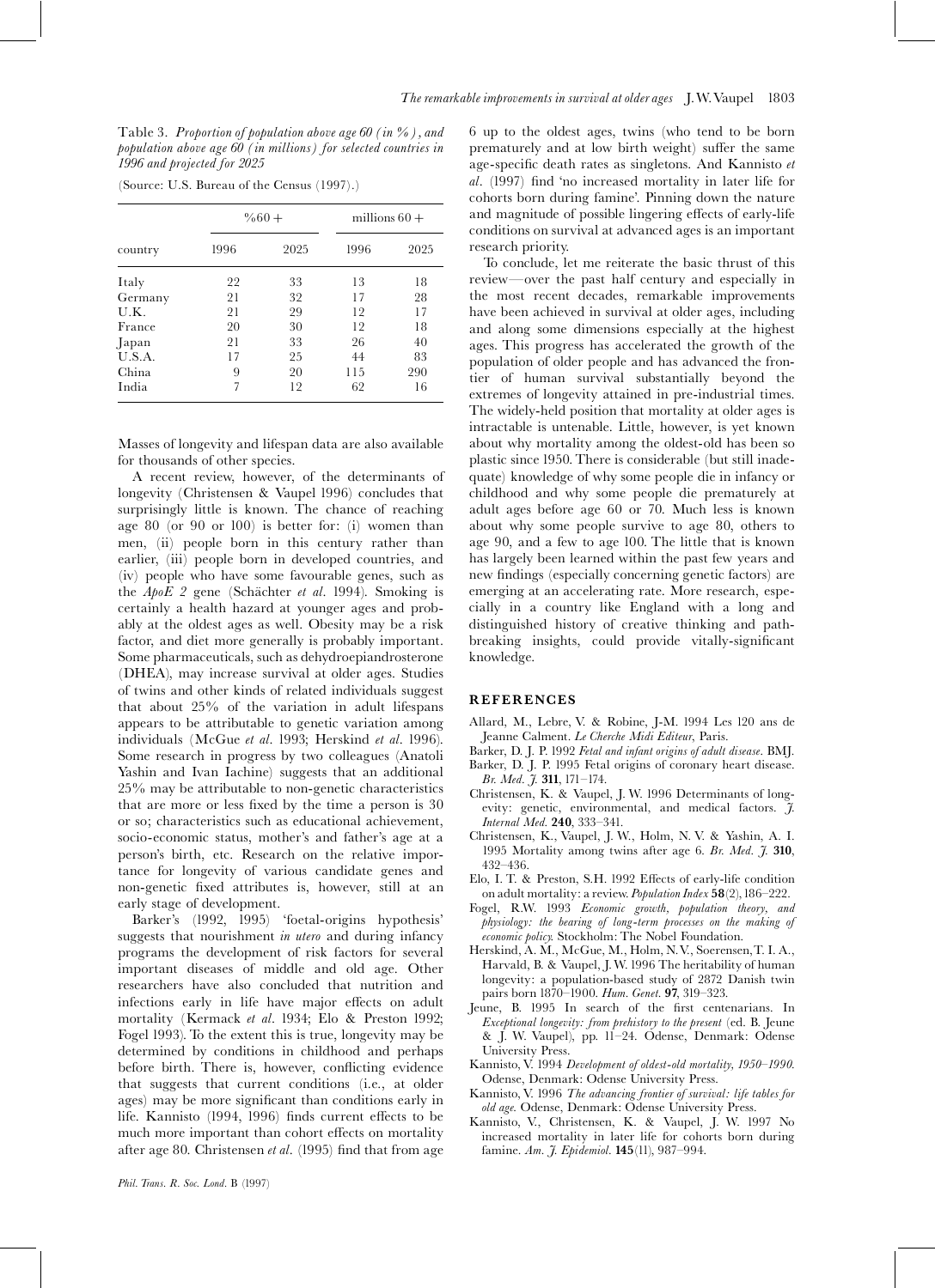Table 3. *Proportion of population above age 60 (in %), and population above age 60 (in millions) for selected countries in 1996 and projected for 2025*

(Source: U.S. Bureau of the Census (1997).)

| | %60+ | | millions 60+ | |
|---|---|---|---|---|
| country | 1996 | 2025 | 1996 | 2025 |
| Italy | 22 | 33 | 13 | 18 |
| Germany | 21 | 32 | 17 | 28 |
| U.K. | 21 | 29 | 12 | 17 |
| France | 20 | 30 | 12 | 18 |
| Japan | 21 | 33 | 26 | 40 |
| U.S.A. | 17 | 25 | 44 | 83 |
| China | 9 | 20 | 115 | 290 |
| India | 7 | 12 | 62 | 16 |

Masses of longevity and lifespan data are also available for thousands of other species.

A recent review, however, of the determinants of longevity (Christensen & Vaupel 1996) concludes that surprisingly little is known. The chance of reaching age 80 (or 90 or 100) is better for: (i) women than men, (ii) people born in this century rather than earlier, (iii) people born in developed countries, and (iv) people who have some favourable genes, such as the *ApoE 2* gene (Schächter *et al*. 1994). Smoking is certainly a health hazard at younger ages and probably at the oldest ages as well. Obesity may be a risk factor, and diet more generally is probably important. Some pharmaceuticals, such as dehydroepiandrosterone (DHEA), may increase survival at older ages. Studies of twins and other kinds of related individuals suggest that about 25% of the variation in adult lifespans appears to be attributable to genetic variation among individuals (McGue *et al*. 1993; Herskind *et al*. 1996). Some research in progress by two colleagues (Anatoli Yashin and Ivan Iachine) suggests that an additional 25% may be attributable to non-genetic characteristics that are more or less fixed by the time a person is 30 or so; characteristics such as educational achievement, socio-economic status, mother's and father's age at a person's birth, etc. Research on the relative importance for longevity of various candidate genes and non-genetic fixed attributes is, however, still at an early stage of development.

Barker's (1992, 1995) 'foetal-origins hypothesis' suggests that nourishment *in utero* and during infancy programs the development of risk factors for several important diseases of middle and old age. Other researchers have also concluded that nutrition and infections early in life have major effects on adult mortality (Kermack *et al*. 1934; Elo & Preston 1992; Fogel 1993). To the extent this is true, longevity may be determined by conditions in childhood and perhaps before birth. There is, however, conflicting evidence that suggests that current conditions (i.e., at older ages) may be more significant than conditions early in life. Kannisto (1994, 1996) finds current effects to be much more important than cohort effects on mortality after age 80. Christensen *et al*. (1995) find that from age 6 up to the oldest ages, twins (who tend to be born prematurely and at low birth weight) suffer the same age-specific death rates as singletons. And Kannisto *et al*. (1997) find 'no increased mortality in later life for cohorts born during famine'. Pinning down the nature and magnitude of possible lingering effects of early-life conditions on survival at advanced ages is an important research priority.

To conclude, let me reiterate the basic thrust of this review—over the past half century and especially in the most recent decades, remarkable improvements have been achieved in survival at older ages, including and along some dimensions especially at the highest ages. This progress has accelerated the growth of the population of older people and has advanced the frontier of human survival substantially beyond the extremes of longevity attained in pre-industrial times. The widely-held position that mortality at older ages is intractable is untenable. Little, however, is yet known about why mortality among the oldest-old has been so plastic since 1950. There is considerable (but still inadequate) knowledge of why some people die in infancy or childhood and why some people die prematurely at adult ages before age 60 or 70. Much less is known about why some people survive to age 80, others to age 90, and a few to age 100. The little that is known has largely been learned within the past few years and new findings (especially concerning genetic factors) are emerging at an accelerating rate. More research, especially in a country like England with a long and distinguished history of creative thinking and path-breaking insights, could provide vitally-significant knowledge.

## REFERENCES

Allard, M., Lebre, V. & Robine, J-M. 1994 Les 120 ans de Jeanne Calment. *Le Cherche Midi Editeur*, Paris.

Barker, D. J. P. 1992 *Fetal and infant origins of adult disease*. BMJ.

Barker, D. J. P. 1995 Fetal origins of coronary heart disease. *Br. Med. J.* **311**, 171–174.

Christensen, K. & Vaupel, J. W. 1996 Determinants of longevity: genetic, environmental, and medical factors. *J. Internal Med.* **240**, 333–341.

Christensen, K., Vaupel, J. W., Holm, N. V. & Yashin, A. I. 1995 Mortality among twins after age 6. *Br. Med. J.* **310**, 432–436.

Elo, I. T. & Preston, S.H. 1992 Effects of early-life condition on adult mortality: a review. *Population Index* **58**(2), 186–222.

Fogel, R.W. 1993 *Economic growth, population theory, and physiology: the bearing of long-term processes on the making of economic policy.* Stockholm: The Nobel Foundation.

Herskind, A. M., McGue, M., Holm, N.V., Soerensen, T. I. A., Harvald, B. & Vaupel, J. W. 1996 The heritability of human longevity: a population-based study of 2872 Danish twin pairs born 1870–1900. *Hum. Genet.* **97**, 319–323.

Jeune, B. 1995 In search of the first centenarians. In *Exceptional longevity: from prehistory to the present* (ed. B. Jeune & J. W. Vaupel), pp. 11–24. Odense, Denmark: Odense University Press.

Kannisto, V. 1994 *Development of oldest-old mortality, 1950–1990*. Odense, Denmark: Odense University Press.

Kannisto, V. 1996 *The advancing frontier of survival: life tables for old age*. Odense, Denmark: Odense University Press.

Kannisto, V., Christensen, K. & Vaupel, J. W. 1997 No increased mortality in later life for cohorts born during famine. *Am. J. Epidemiol.* **145**(11), 987–994.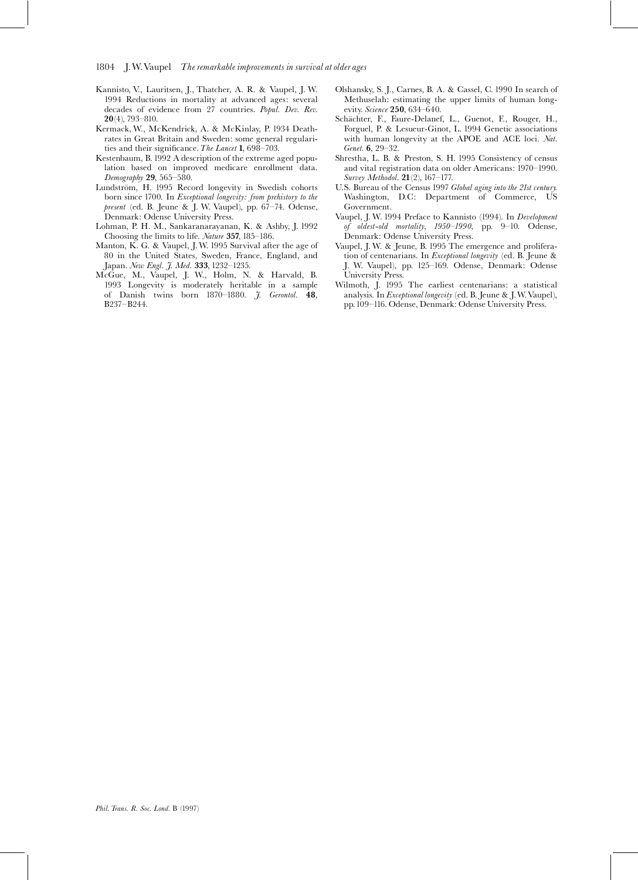Kannisto, V., Lauritsen, J., Thatcher, A. R. & Vaupel, J. W. 1994 Reductions in mortality at advanced ages: several decades of evidence from 27 countries. *Popul. Dev. Rev.* **20**(4), 793–810.

Kermack, W., McKendrick, A. & McKinlay, P. 1934 Death-rates in Great Britain and Sweden: some general regularities and their significance. *The Lancet* **1**, 698–703.

Kestenbaum, B. 1992 A description of the extreme aged population based on improved medicare enrollment data. *Demography* **29**, 565–580.

Lundström, H. 1995 Record longevity in Swedish cohorts born since 1700. In *Exceptional longevity: from prehistory to the present* (ed. B. Jeune & J. W. Vaupel), pp. 67–74. Odense, Denmark: Odense University Press.

Lohman, P. H. M., Sankaranarayanan, K. & Ashby, J. 1992 Choosing the limits to life. *Nature* **357**, 185–186.

Manton, K. G. & Vaupel, J. W. 1995 Survival after the age of 80 in the United States, Sweden, France, England, and Japan. *New Engl. J. Med.* **333**, 1232–1235.

McGue, M., Vaupel, J. W., Holm, N. & Harvald, B. 1993 Longevity is moderately heritable in a sample of Danish twins born 1870–1880. *J. Gerontol.* **48**, B237–B244.

Olshansky, S. J., Carnes, B. A. & Cassel, C. 1990 In search of Methuselah: estimating the upper limits of human longevity. *Science* **250**, 634–640.

Schächter, F., Faure-Delanef, L., Guenot, F., Rouger, H., Forguel, P. & Lesueur-Ginot, L. 1994 Genetic associations with human longevity at the APOE and ACE loci. *Nat. Genet.* **6**, 29–32.

Shrestha, L. B. & Preston, S. H. 1995 Consistency of census and vital registration data on older Americans: 1970–1990. *Survey Methodol.* **21**(2), 167–177.

U.S. Bureau of the Census 1997 *Global aging into the 21st century.* Washington, D.C: Department of Commerce, US Government.

Vaupel, J. W. 1994 Preface to Kannisto (1994). In *Development of oldest-old mortality, 1950–1990*, pp. 9–10. Odense, Denmark: Odense University Press.

Vaupel, J. W. & Jeune, B. 1995 The emergence and proliferation of centenarians. In *Exceptional longevity* (ed. B. Jeune & J. W. Vaupel), pp. 125–169. Odense, Denmark: Odense University Press.

Wilmoth, J. 1995 The earliest centenarians: a statistical analysis. In *Exceptional longevity* (ed. B. Jeune & J. W. Vaupel), pp. 109–116. Odense, Denmark: Odense University Press.